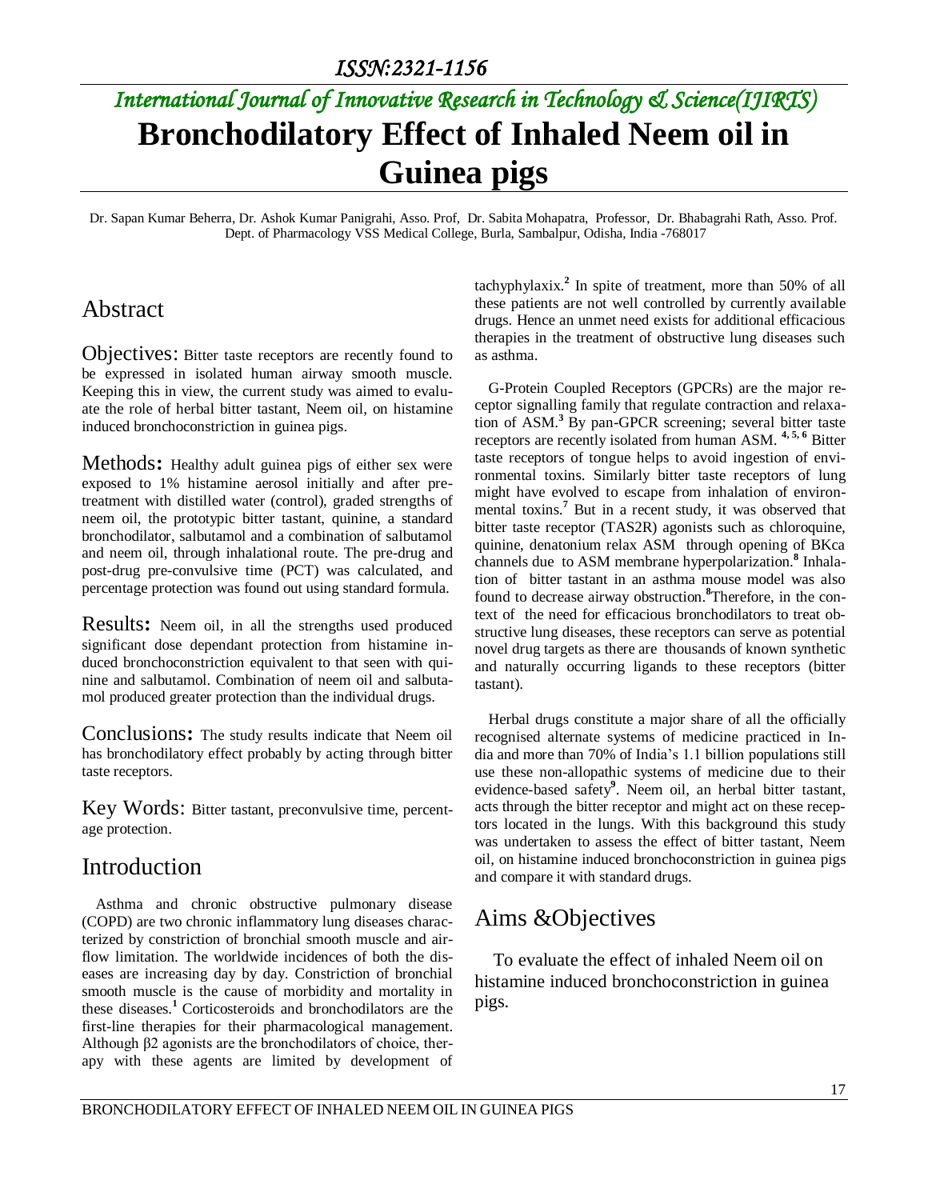ISSN:2321-1156

*International Journal of Innovative Research in Technology & Science(IJIRTS)*

# Bronchodilatory Effect of Inhaled Neem oil in Guinea pigs

Dr. Sapan Kumar Beherra, Dr. Ashok Kumar Panigrahi, Asso. Prof, Dr. Sabita Mohapatra, Professor, Dr. Bhabagrahi Rath, Asso. Prof.
Dept. of Pharmacology VSS Medical College, Burla, Sambalpur, Odisha, India -768017

## Abstract

**Objectives:** Bitter taste receptors are recently found to be expressed in isolated human airway smooth muscle. Keeping this in view, the current study was aimed to evaluate the role of herbal bitter tastant, Neem oil, on histamine induced bronchoconstriction in guinea pigs.

**Methods:** Healthy adult guinea pigs of either sex were exposed to 1% histamine aerosol initially and after pretreatment with distilled water (control), graded strengths of neem oil, the prototypic bitter tastant, quinine, a standard bronchodilator, salbutamol and a combination of salbutamol and neem oil, through inhalational route. The pre-drug and post-drug pre-convulsive time (PCT) was calculated, and percentage protection was found out using standard formula.

**Results:** Neem oil, in all the strengths used produced significant dose dependant protection from histamine induced bronchoconstriction equivalent to that seen with quinine and salbutamol. Combination of neem oil and salbutamol produced greater protection than the individual drugs.

**Conclusions:** The study results indicate that Neem oil has bronchodilatory effect probably by acting through bitter taste receptors.

**Key Words:** Bitter tastant, preconvulsive time, percentage protection.

## Introduction

Asthma and chronic obstructive pulmonary disease (COPD) are two chronic inflammatory lung diseases characterized by constriction of bronchial smooth muscle and airflow limitation. The worldwide incidences of both the diseases are increasing day by day. Constriction of bronchial smooth muscle is the cause of morbidity and mortality in these diseases.[1] Corticosteroids and bronchodilators are the first-line therapies for their pharmacological management. Although β2 agonists are the bronchodilators of choice, therapy with these agents are limited by development of tachyphylaxix.[2] In spite of treatment, more than 50% of all these patients are not well controlled by currently available drugs. Hence an unmet need exists for additional efficacious therapies in the treatment of obstructive lung diseases such as asthma.

G-Protein Coupled Receptors (GPCRs) are the major receptor signalling family that regulate contraction and relaxation of ASM.[3] By pan-GPCR screening; several bitter taste receptors are recently isolated from human ASM. [4, 5, 6] Bitter taste receptors of tongue helps to avoid ingestion of environmental toxins. Similarly bitter taste receptors of lung might have evolved to escape from inhalation of environmental toxins.[7] But in a recent study, it was observed that bitter taste receptor (TAS2R) agonists such as chloroquine, quinine, denatonium relax ASM through opening of BKca channels due to ASM membrane hyperpolarization.[8] Inhalation of bitter tastant in an asthma mouse model was also found to decrease airway obstruction.[8] Therefore, in the context of the need for efficacious bronchodilators to treat obstructive lung diseases, these receptors can serve as potential novel drug targets as there are thousands of known synthetic and naturally occurring ligands to these receptors (bitter tastant).

Herbal drugs constitute a major share of all the officially recognised alternate systems of medicine practiced in India and more than 70% of India's 1.1 billion populations still use these non-allopathic systems of medicine due to their evidence-based safety[9]. Neem oil, an herbal bitter tastant, acts through the bitter receptor and might act on these receptors located in the lungs. With this background this study was undertaken to assess the effect of bitter tastant, Neem oil, on histamine induced bronchoconstriction in guinea pigs and compare it with standard drugs.

## Aims &Objectives

To evaluate the effect of inhaled Neem oil on histamine induced bronchoconstriction in guinea pigs.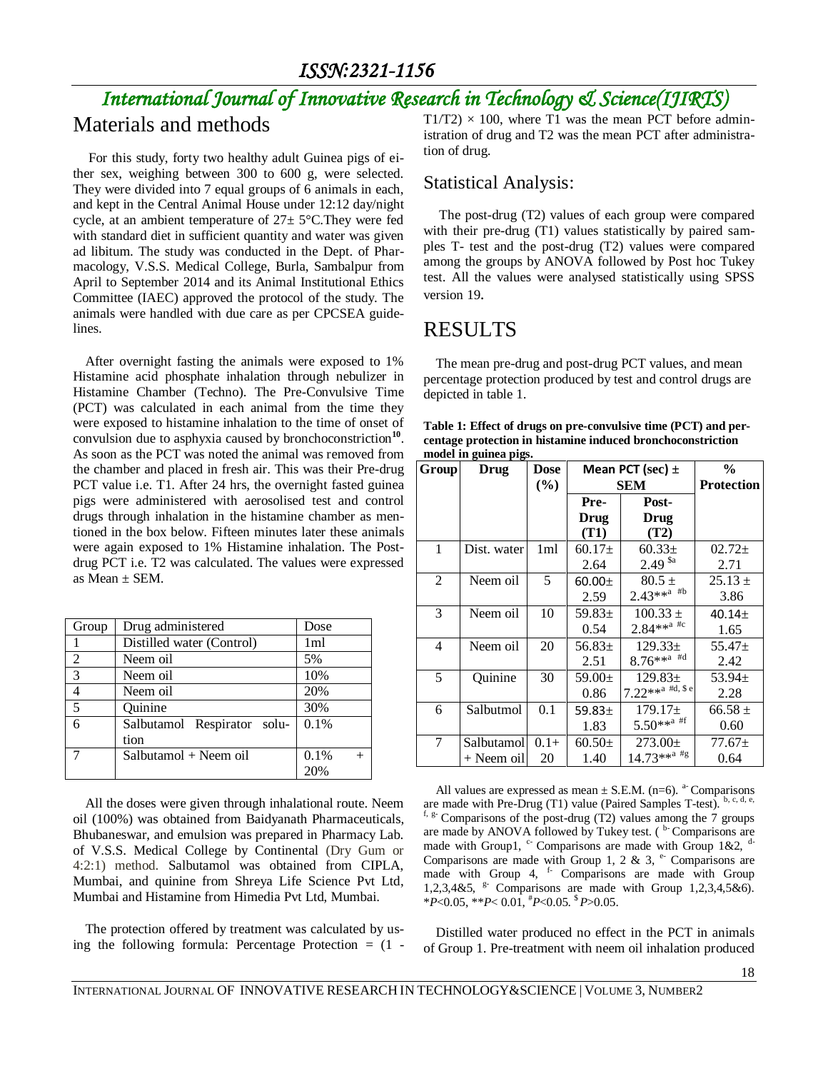## Materials and methods

For this study, forty two healthy adult Guinea pigs of either sex, weighing between 300 to 600 g, were selected. They were divided into 7 equal groups of 6 animals in each, and kept in the Central Animal House under 12:12 day/night cycle, at an ambient temperature of 27± 5°C.They were fed with standard diet in sufficient quantity and water was given ad libitum. The study was conducted in the Dept. of Pharmacology, V.S.S. Medical College, Burla, Sambalpur from April to September 2014 and its Animal Institutional Ethics Committee (IAEC) approved the protocol of the study. The animals were handled with due care as per CPCSEA guidelines.

After overnight fasting the animals were exposed to 1% Histamine acid phosphate inhalation through nebulizer in Histamine Chamber (Techno). The Pre-Convulsive Time (PCT) was calculated in each animal from the time they were exposed to histamine inhalation to the time of onset of convulsion due to asphyxia caused by bronchoconstriction[10]. As soon as the PCT was noted the animal was removed from the chamber and placed in fresh air. This was their Pre-drug PCT value i.e. T1. After 24 hrs, the overnight fasted guinea pigs were administered with aerosolised test and control drugs through inhalation in the histamine chamber as mentioned in the box below. Fifteen minutes later these animals were again exposed to 1% Histamine inhalation. The Post-drug PCT i.e. T2 was calculated. The values were expressed as Mean ± SEM.

| Group | Drug administered | Dose |
|---|---|---|
| 1 | Distilled water (Control) | 1ml |
| 2 | Neem oil | 5% |
| 3 | Neem oil | 10% |
| 4 | Neem oil | 20% |
| 5 | Quinine | 30% |
| 6 | Salbutamol Respirator solution | 0.1% |
| 7 | Salbutamol + Neem oil | 0.1% + 20% |

All the doses were given through inhalational route. Neem oil (100%) was obtained from Baidyanath Pharmaceuticals, Bhubaneswar, and emulsion was prepared in Pharmacy Lab. of V.S.S. Medical College by Continental (Dry Gum or 4:2:1) method. Salbutamol was obtained from CIPLA, Mumbai, and quinine from Shreya Life Science Pvt Ltd, Mumbai and Histamine from Himedia Pvt Ltd, Mumbai.

The protection offered by treatment was calculated by using the following formula: Percentage Protection = (1 - T1/T2) × 100, where T1 was the mean PCT before administration of drug and T2 was the mean PCT after administration of drug.

### Statistical Analysis:

The post-drug (T2) values of each group were compared with their pre-drug (T1) values statistically by paired samples T- test and the post-drug (T2) values were compared among the groups by ANOVA followed by Post hoc Tukey test. All the values were analysed statistically using SPSS version 19.

## RESULTS

The mean pre-drug and post-drug PCT values, and mean percentage protection produced by test and control drugs are depicted in table 1.

**Table 1: Effect of drugs on pre-convulsive time (PCT) and percentage protection in histamine induced bronchoconstriction model in guinea pigs.**

| Group | Drug | Dose (%) | Mean PCT (sec) ± SEM | | % Protection |
|---|---|---|---|---|---|
| | | | Pre-Drug (T1) | Post-Drug (T2) | |
| 1 | Dist. water | 1ml | 60.17± 2.64 | 60.33± 2.49 $^{\$a}$ | 02.72± 2.71 |
| 2 | Neem oil | 5 | 60.00± 2.59 | 80.5 ± 2.43$^{**a\ \#b}$ | 25.13 ± 3.86 |
| 3 | Neem oil | 10 | 59.83± 0.54 | 100.33 ± 2.84$^{**a\ \#c}$ | 40.14± 1.65 |
| 4 | Neem oil | 20 | 56.83± 2.51 | 129.33± 8.76$^{**a\ \#d}$ | 55.47± 2.42 |
| 5 | Quinine | 30 | 59.00± 0.86 | 129.83± 7.22$^{**a\ \#d,\ \$e}$ | 53.94± 2.28 |
| 6 | Salbutmol | 0.1 | 59.83± 1.83 | 179.17± 5.50$^{**a\ \#f}$ | 66.58 ± 0.60 |
| 7 | Salbutamol + Neem oil | 0.1+ 20 | 60.50± 1.40 | 273.00± 14.73$^{**a\ \#g}$ | 77.67± 0.64 |

All values are expressed as mean ± S.E.M. (n=6). a- Comparisons are made with Pre-Drug (T1) value (Paired Samples T-test). b, c, d, e, f, g- Comparisons of the post-drug (T2) values among the 7 groups are made by ANOVA followed by Tukey test. ( b- Comparisons are made with Group1, c- Comparisons are made with Group 1&2, d- Comparisons are made with Group 1, 2 & 3, e- Comparisons are made with Group 4, f- Comparisons are made with Group 1,2,3,4&5, g- Comparisons are made with Group 1,2,3,4,5&6). $*P<0.05$, $**P<0.01$, $^{\#}P<0.05$. $^{\$}P>0.05$.

Distilled water produced no effect in the PCT in animals of Group 1. Pre-treatment with neem oil inhalation produced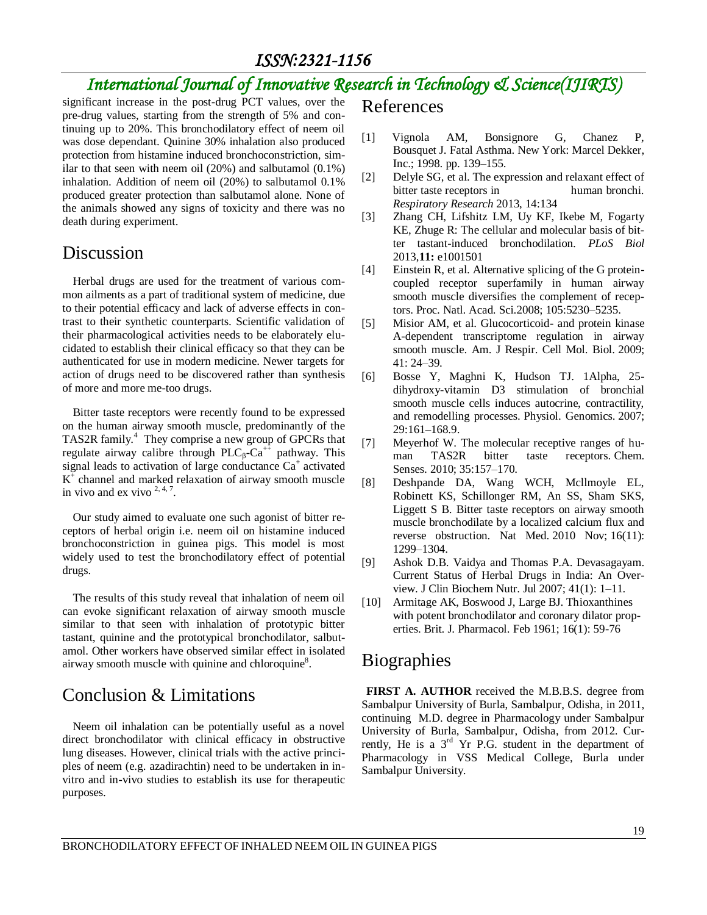significant increase in the post-drug PCT values, over the pre-drug values, starting from the strength of 5% and continuing up to 20%. This bronchodilatory effect of neem oil was dose dependant. Quinine 30% inhalation also produced protection from histamine induced bronchoconstriction, similar to that seen with neem oil (20%) and salbutamol (0.1%) inhalation. Addition of neem oil (20%) to salbutamol 0.1% produced greater protection than salbutamol alone. None of the animals showed any signs of toxicity and there was no death during experiment.

# Discussion

Herbal drugs are used for the treatment of various common ailments as a part of traditional system of medicine, due to their potential efficacy and lack of adverse effects in contrast to their synthetic counterparts. Scientific validation of their pharmacological activities needs to be elaborately elucidated to establish their clinical efficacy so that they can be authenticated for use in modern medicine. Newer targets for action of drugs need to be discovered rather than synthesis of more and more me-too drugs.

Bitter taste receptors were recently found to be expressed on the human airway smooth muscle, predominantly of the TAS2R family.[4] They comprise a new group of GPCRs that regulate airway calibre through $PLC_{\beta}$-$Ca^{++}$ pathway. This signal leads to activation of large conductance $Ca^{+}$ activated $K^{+}$ channel and marked relaxation of airway smooth muscle in vivo and ex vivo [2, 4, 7].

Our study aimed to evaluate one such agonist of bitter receptors of herbal origin i.e. neem oil on histamine induced bronchoconstriction in guinea pigs. This model is most widely used to test the bronchodilatory effect of potential drugs.

The results of this study reveal that inhalation of neem oil can evoke significant relaxation of airway smooth muscle similar to that seen with inhalation of prototypic bitter tastant, quinine and the prototypical bronchodilator, salbutamol. Other workers have observed similar effect in isolated airway smooth muscle with quinine and chloroquine[8].

# Conclusion & Limitations

Neem oil inhalation can be potentially useful as a novel direct bronchodilator with clinical efficacy in obstructive lung diseases. However, clinical trials with the active principles of neem (e.g. azadirachtin) need to be undertaken in in-vitro and in-vivo studies to establish its use for therapeutic purposes.

# References

[1] Vignola AM, Bonsignore G, Chanez P, Bousquet J. Fatal Asthma. New York: Marcel Dekker, Inc.; 1998. pp. 139–155.

[2] Delyle SG, et al. The expression and relaxant effect of bitter taste receptors in human bronchi. *Respiratory Research* 2013, 14:134

[3] Zhang CH, Lifshitz LM, Uy KF, Ikebe M, Fogarty KE, Zhuge R: The cellular and molecular basis of bitter tastant-induced bronchodilation. *PLoS Biol* 2013,**11:** e1001501

[4] Einstein R, et al. Alternative splicing of the G protein-coupled receptor superfamily in human airway smooth muscle diversifies the complement of receptors. Proc. Natl. Acad. Sci.2008; 105:5230–5235.

[5] Misior AM, et al. Glucocorticoid- and protein kinase A-dependent transcriptome regulation in airway smooth muscle. Am. J Respir. Cell Mol. Biol. 2009; 41: 24–39.

[6] Bosse Y, Maghni K, Hudson TJ. 1Alpha, 25-dihydroxy-vitamin D3 stimulation of bronchial smooth muscle cells induces autocrine, contractility, and remodelling processes. Physiol. Genomics. 2007; 29:161–168.9.

[7] Meyerhof W. The molecular receptive ranges of human TAS2R bitter taste receptors. Chem. Senses. 2010; 35:157–170.

[8] Deshpande DA, Wang WCH, Mcllmoyle EL, Robinett KS, Schillonger RM, An SS, Sham SKS, Liggett S B. Bitter taste receptors on airway smooth muscle bronchodilate by a localized calcium flux and reverse obstruction. Nat Med. 2010 Nov; 16(11): 1299–1304.

[9] Ashok D.B. Vaidya and Thomas P.A. Devasagayam. Current Status of Herbal Drugs in India: An Overview. J Clin Biochem Nutr. Jul 2007; 41(1): 1–11.

[10] Armitage AK, Boswood J, Large BJ. Thioxanthines with potent bronchodilator and coronary dilator properties. Brit. J. Pharmacol. Feb 1961; 16(1): 59-76

# Biographies

**FIRST A. AUTHOR** received the M.B.B.S. degree from Sambalpur University of Burla, Sambalpur, Odisha, in 2011, continuing M.D. degree in Pharmacology under Sambalpur University of Burla, Sambalpur, Odisha, from 2012. Currently, He is a 3rd Yr P.G. student in the department of Pharmacology in VSS Medical College, Burla under Sambalpur University.